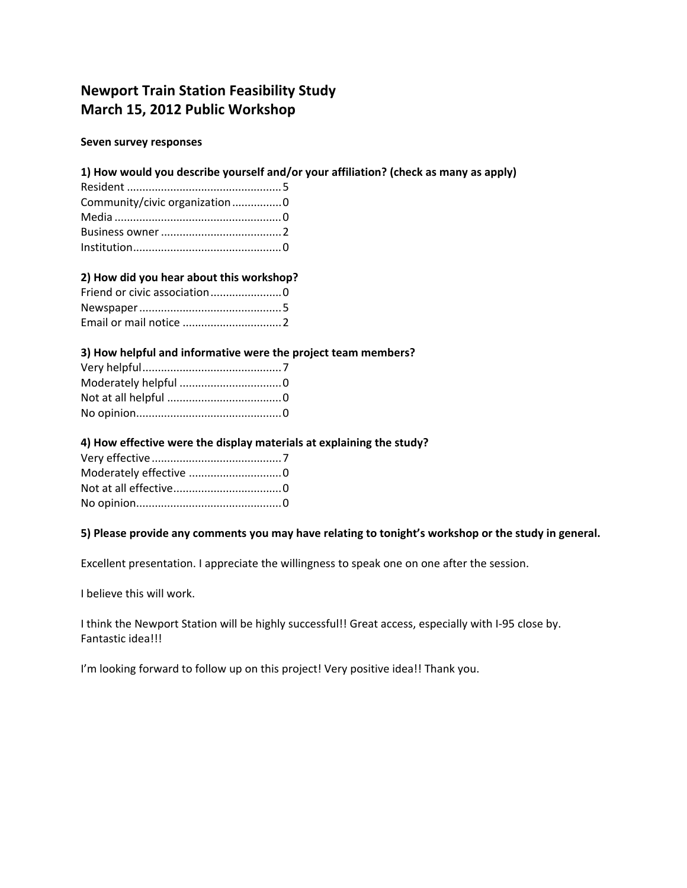# Newport Train Station Feasibility Study
# March 15, 2012 Public Workshop

**Seven survey responses**

**1) How would you describe yourself and/or your affiliation? (check as many as apply)**

Resident ..................................................5
Community/civic organization ................0
Media ......................................................0
Business owner .......................................2
Institution................................................0

**2) How did you hear about this workshop?**

Friend or civic association .......................0
Newspaper ..............................................5
Email or mail notice ................................2

**3) How helpful and informative were the project team members?**

Very helpful.............................................7
Moderately helpful .................................0
Not at all helpful .....................................0
No opinion...............................................0

**4) How effective were the display materials at explaining the study?**

Very effective ..........................................7
Moderately effective ..............................0
Not at all effective...................................0
No opinion...............................................0

**5) Please provide any comments you may have relating to tonight's workshop or the study in general.**

Excellent presentation. I appreciate the willingness to speak one on one after the session.

I believe this will work.

I think the Newport Station will be highly successful!! Great access, especially with I-95 close by. Fantastic idea!!!

I'm looking forward to follow up on this project! Very positive idea!! Thank you.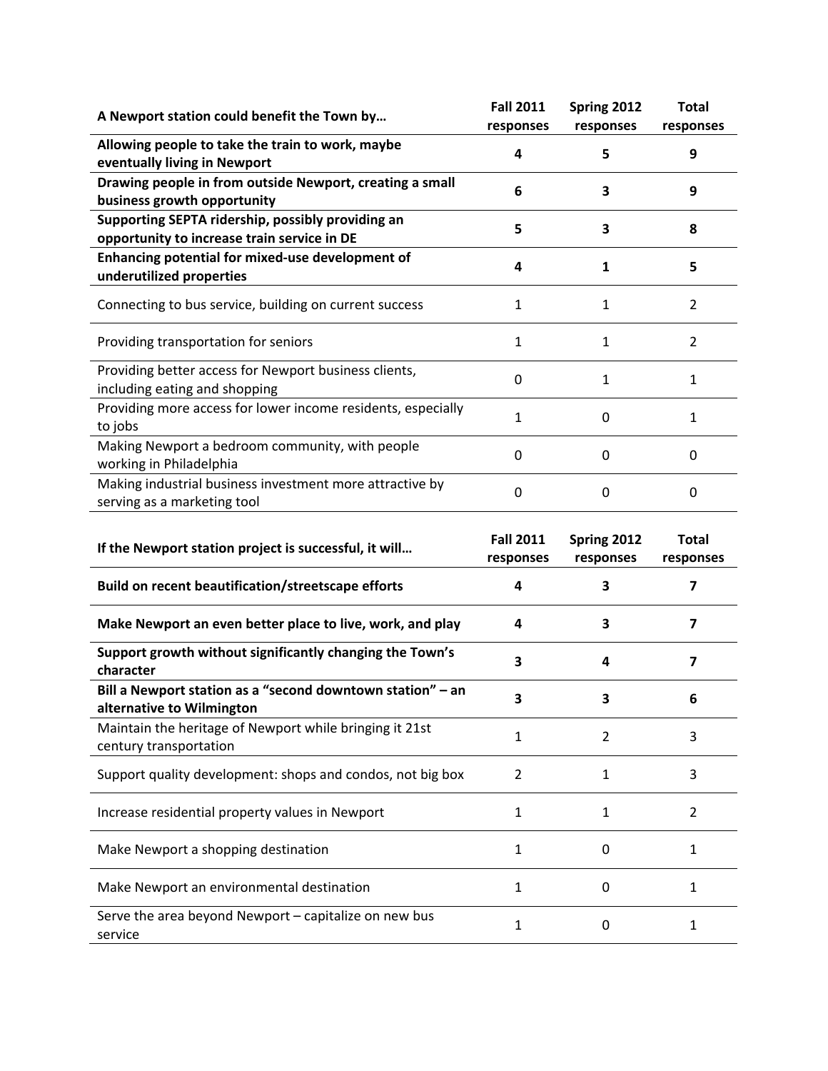| A Newport station could benefit the Town by… | Fall 2011 responses | Spring 2012 responses | Total responses |
|---|---|---|---|
| **Allowing people to take the train to work, maybe eventually living in Newport** | **4** | **5** | **9** |
| **Drawing people in from outside Newport, creating a small business growth opportunity** | **6** | **3** | **9** |
| **Supporting SEPTA ridership, possibly providing an opportunity to increase train service in DE** | **5** | **3** | **8** |
| **Enhancing potential for mixed-use development of underutilized properties** | **4** | **1** | **5** |
| Connecting to bus service, building on current success | 1 | 1 | 2 |
| Providing transportation for seniors | 1 | 1 | 2 |
| Providing better access for Newport business clients, including eating and shopping | 0 | 1 | 1 |
| Providing more access for lower income residents, especially to jobs | 1 | 0 | 1 |
| Making Newport a bedroom community, with people working in Philadelphia | 0 | 0 | 0 |
| Making industrial business investment more attractive by serving as a marketing tool | 0 | 0 | 0 |

| If the Newport station project is successful, it will… | Fall 2011 responses | Spring 2012 responses | Total responses |
|---|---|---|---|
| **Build on recent beautification/streetscape efforts** | **4** | **3** | **7** |
| **Make Newport an even better place to live, work, and play** | **4** | **3** | **7** |
| **Support growth without significantly changing the Town's character** | **3** | **4** | **7** |
| **Bill a Newport station as a "second downtown station" – an alternative to Wilmington** | **3** | **3** | **6** |
| Maintain the heritage of Newport while bringing it 21st century transportation | 1 | 2 | 3 |
| Support quality development: shops and condos, not big box | 2 | 1 | 3 |
| Increase residential property values in Newport | 1 | 1 | 2 |
| Make Newport a shopping destination | 1 | 0 | 1 |
| Make Newport an environmental destination | 1 | 0 | 1 |
| Serve the area beyond Newport – capitalize on new bus service | 1 | 0 | 1 |